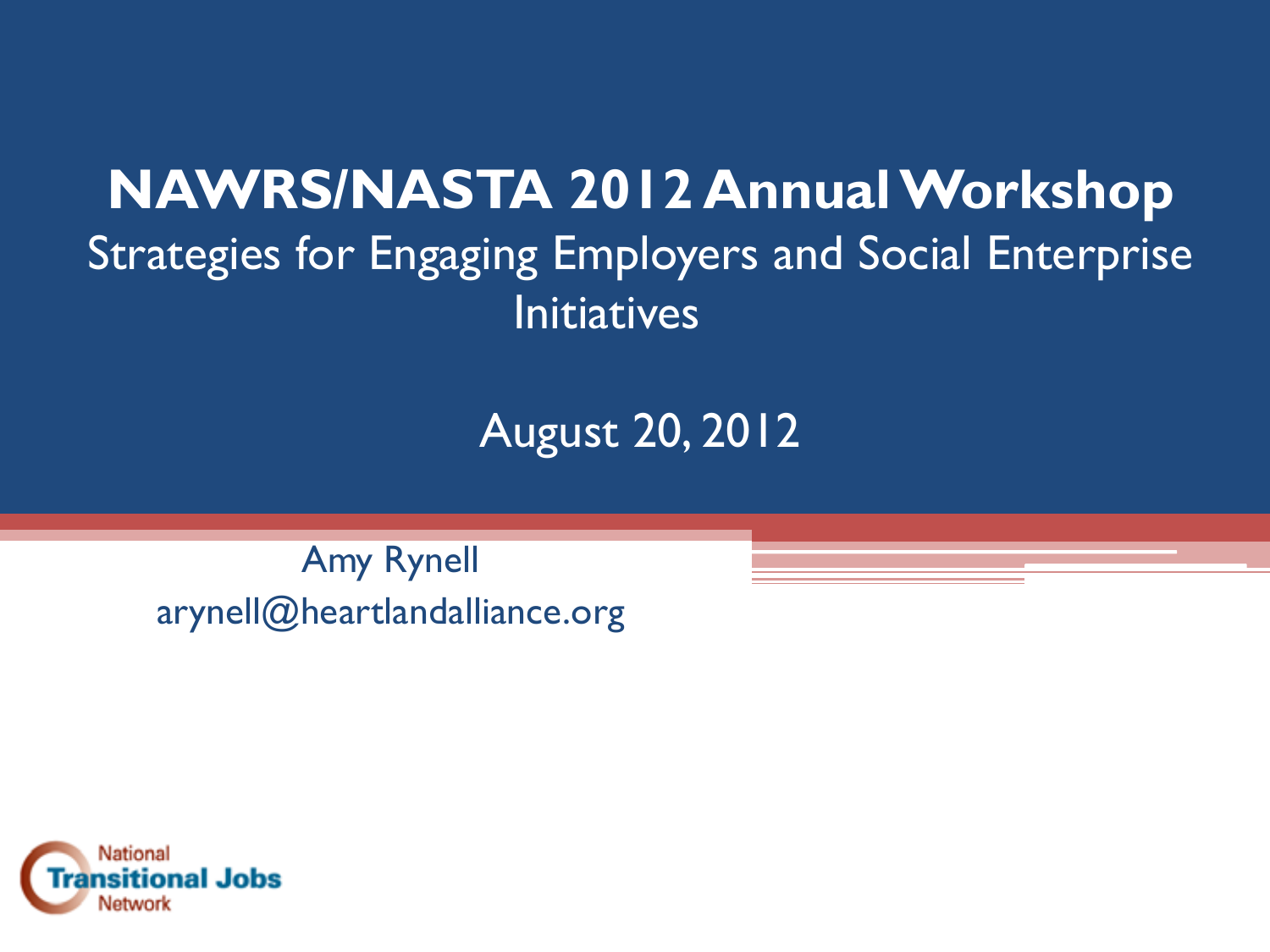# NAWRS/NASTA 2012 Annual Workshop

## Strategies for Engaging Employers and Social Enterprise Initiatives

August 20, 2012

Amy Rynell

arynell@heartlandalliance.org

National Transitional Jobs Network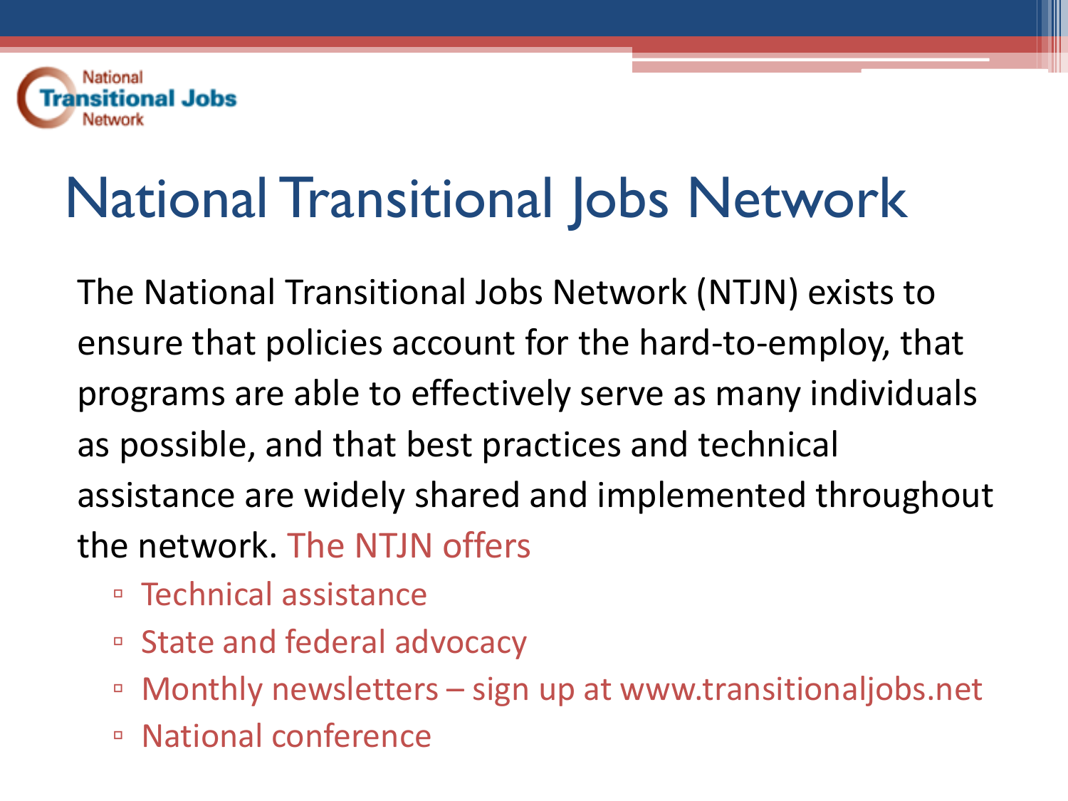# National Transitional Jobs Network

The National Transitional Jobs Network (NTJN) exists to ensure that policies account for the hard-to-employ, that programs are able to effectively serve as many individuals as possible, and that best practices and technical assistance are widely shared and implemented throughout the network. The NTJN offers

- Technical assistance
- State and federal advocacy
- Monthly newsletters – sign up at www.transitionaljobs.net
- National conference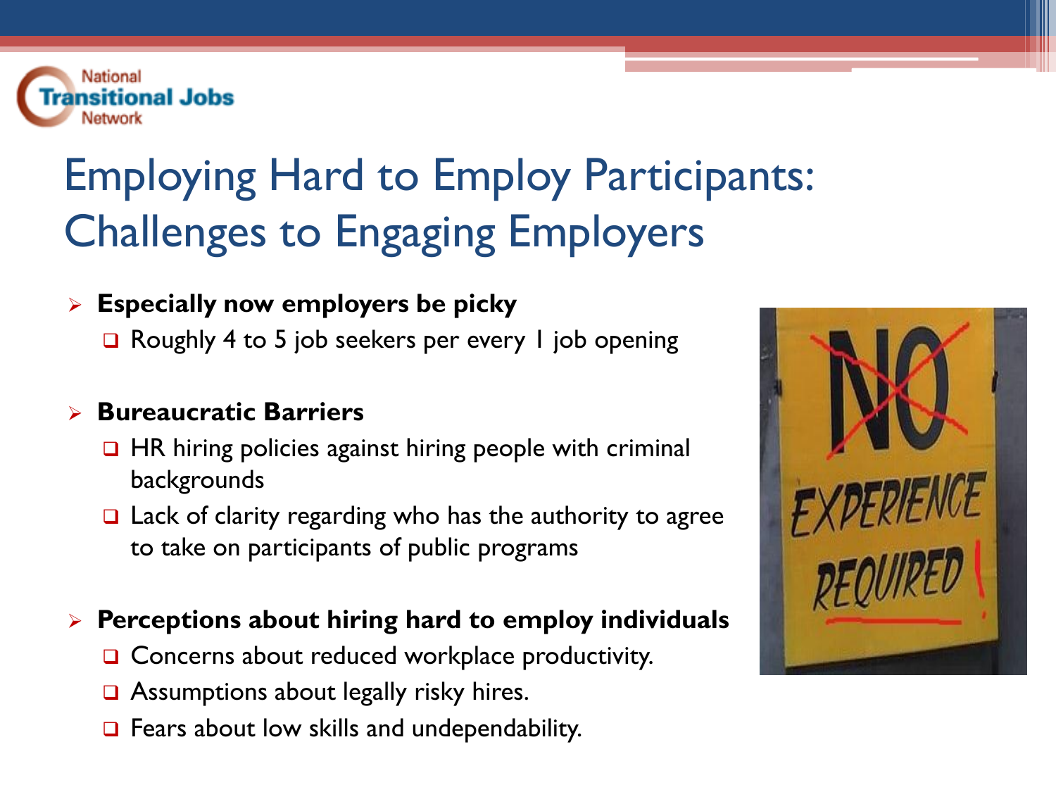# Employing Hard to Employ Participants: Challenges to Engaging Employers

- **Especially now employers be picky**
  - Roughly 4 to 5 job seekers per every 1 job opening
- **Bureaucratic Barriers**
  - HR hiring policies against hiring people with criminal backgrounds
  - Lack of clarity regarding who has the authority to agree to take on participants of public programs
- **Perceptions about hiring hard to employ individuals**
  - Concerns about reduced workplace productivity.
  - Assumptions about legally risky hires.
  - Fears about low skills and undependability.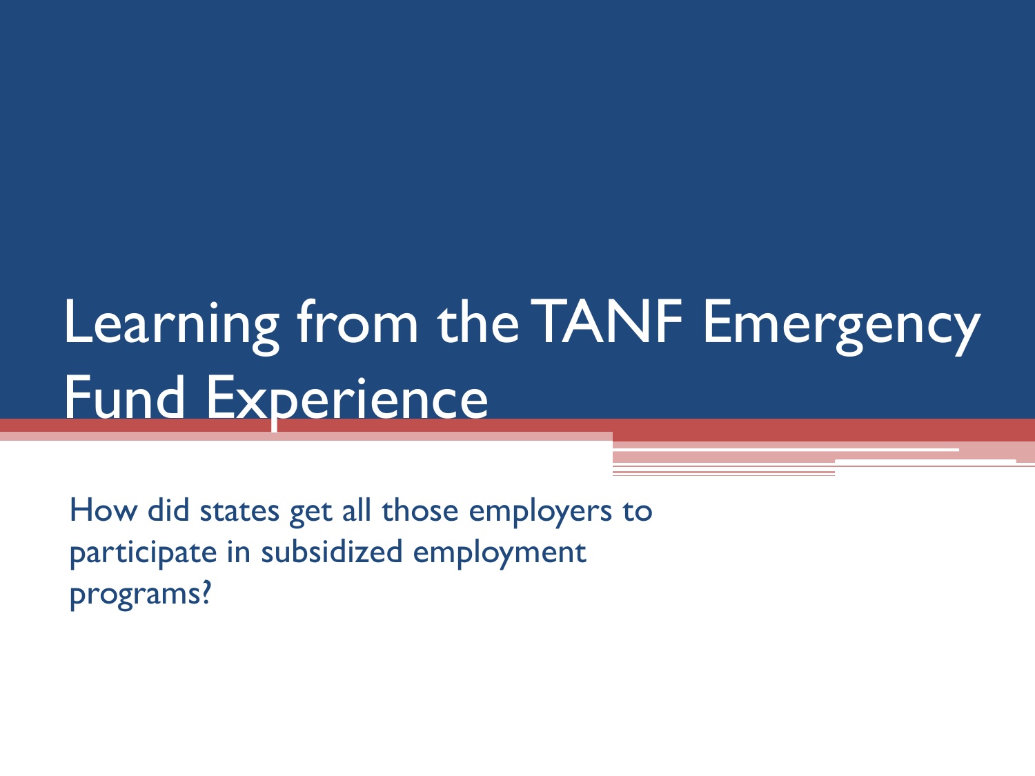# Learning from the TANF Emergency Fund Experience

How did states get all those employers to participate in subsidized employment programs?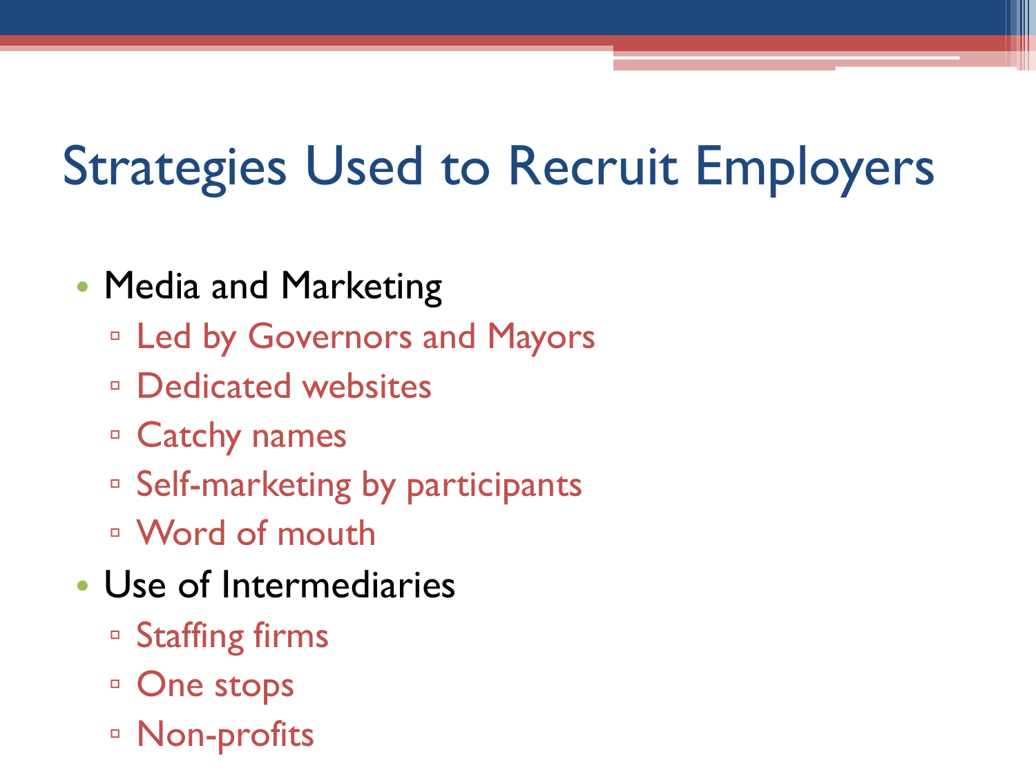# Strategies Used to Recruit Employers

- Media and Marketing
  - Led by Governors and Mayors
  - Dedicated websites
  - Catchy names
  - Self-marketing by participants
  - Word of mouth
- Use of Intermediaries
  - Staffing firms
  - One stops
  - Non-profits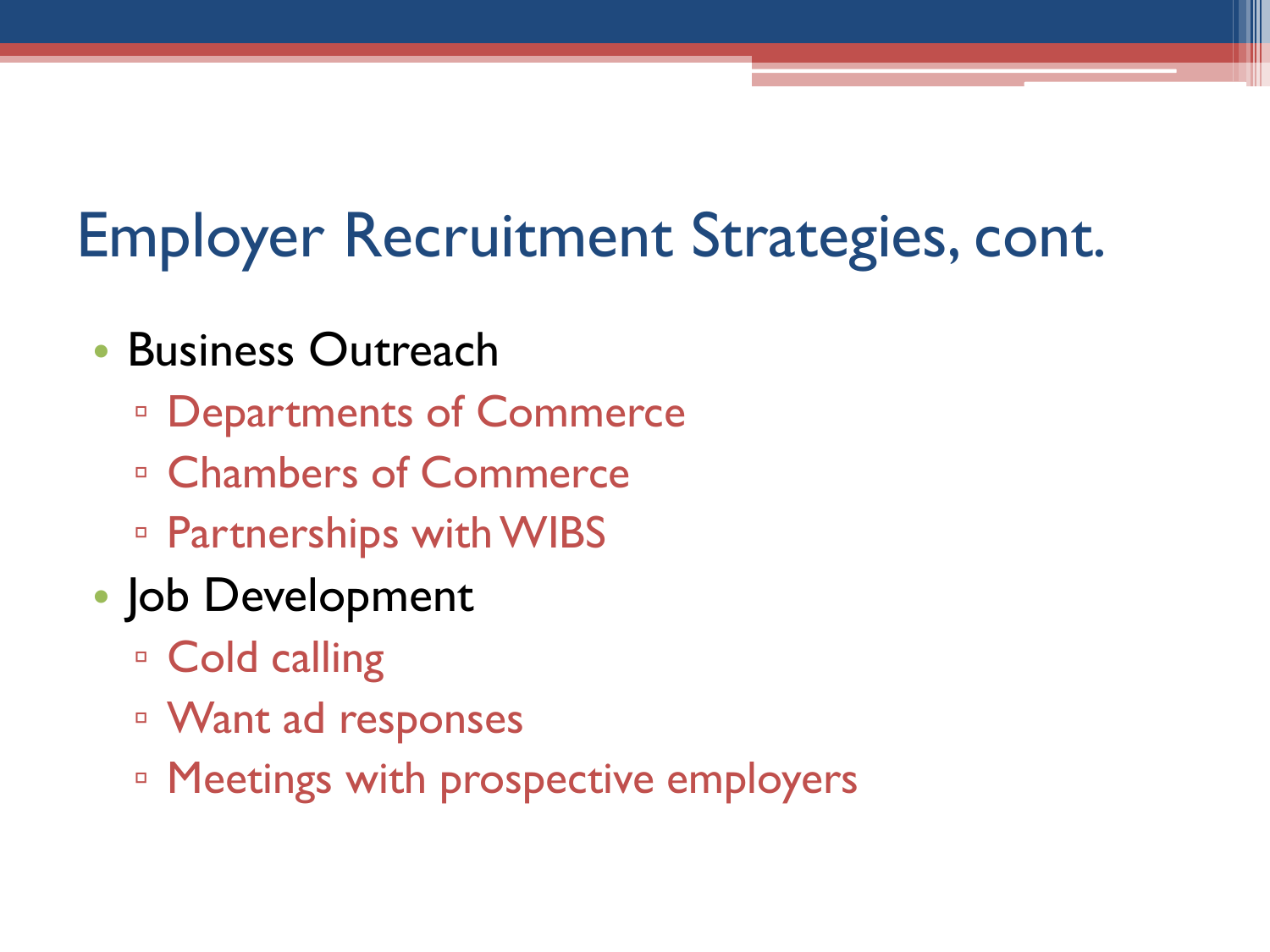# Employer Recruitment Strategies, cont.

- Business Outreach
  - Departments of Commerce
  - Chambers of Commerce
  - Partnerships with WIBS
- Job Development
  - Cold calling
  - Want ad responses
  - Meetings with prospective employers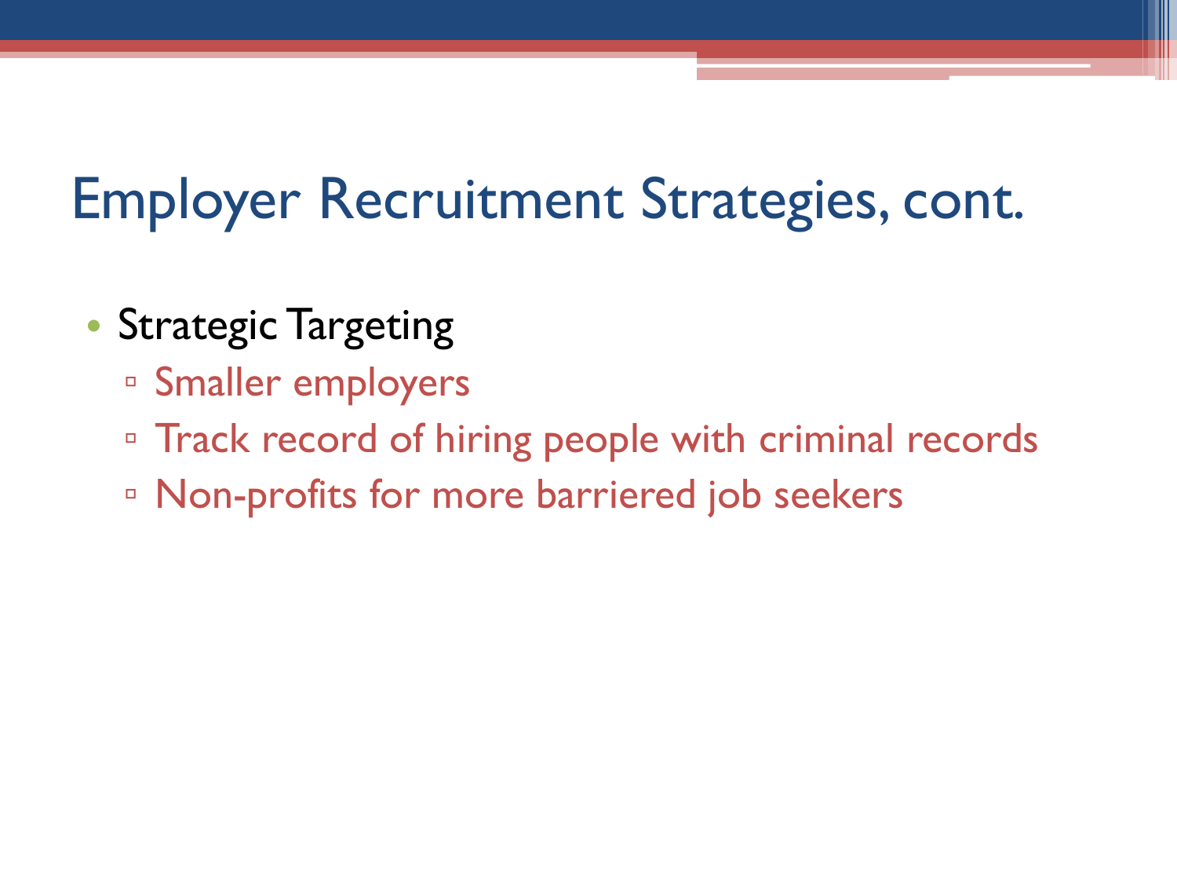# Employer Recruitment Strategies, cont.

- Strategic Targeting
  - Smaller employers
  - Track record of hiring people with criminal records
  - Non-profits for more barriered job seekers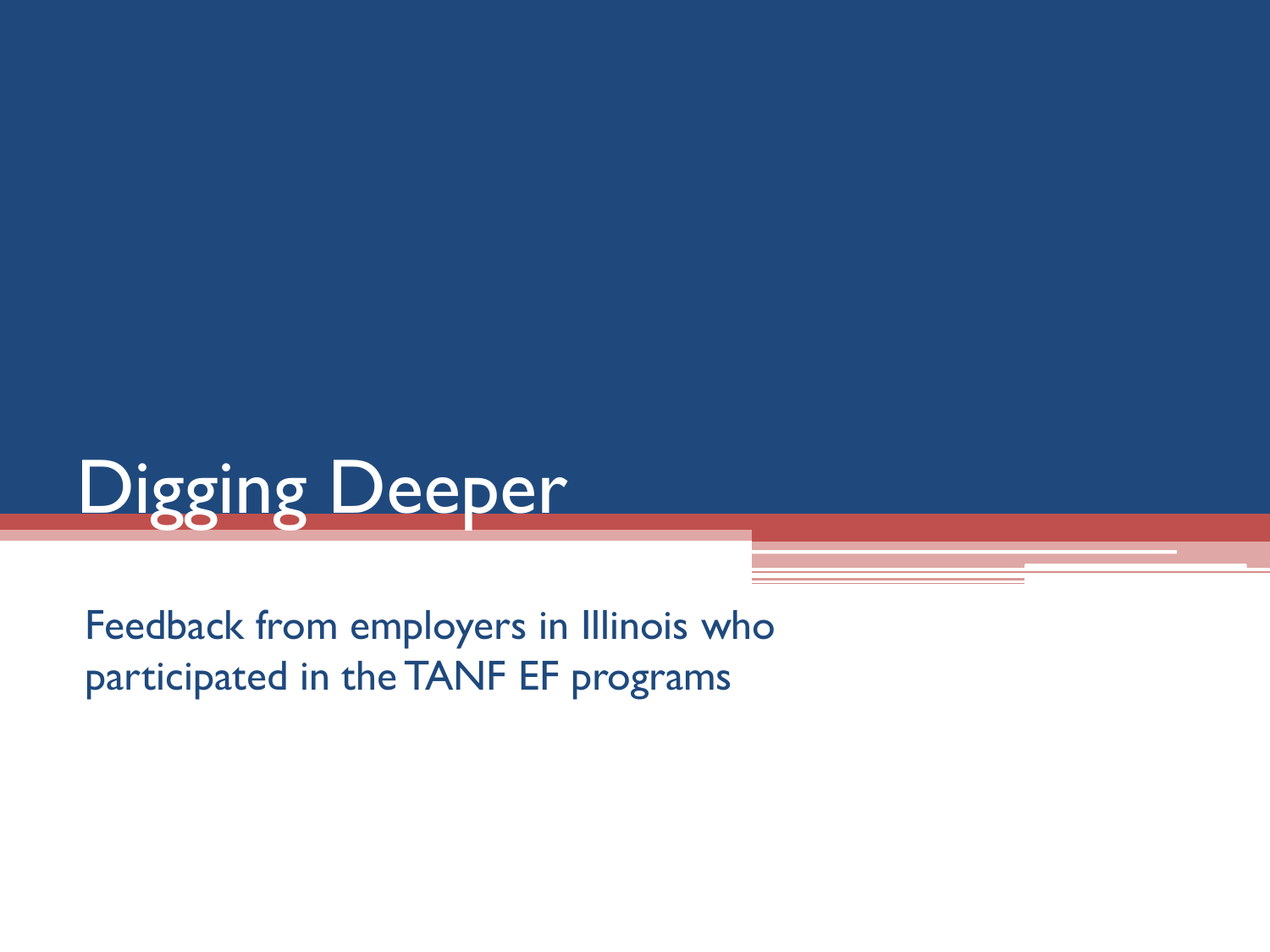# Digging Deeper

Feedback from employers in Illinois who participated in the TANF EF programs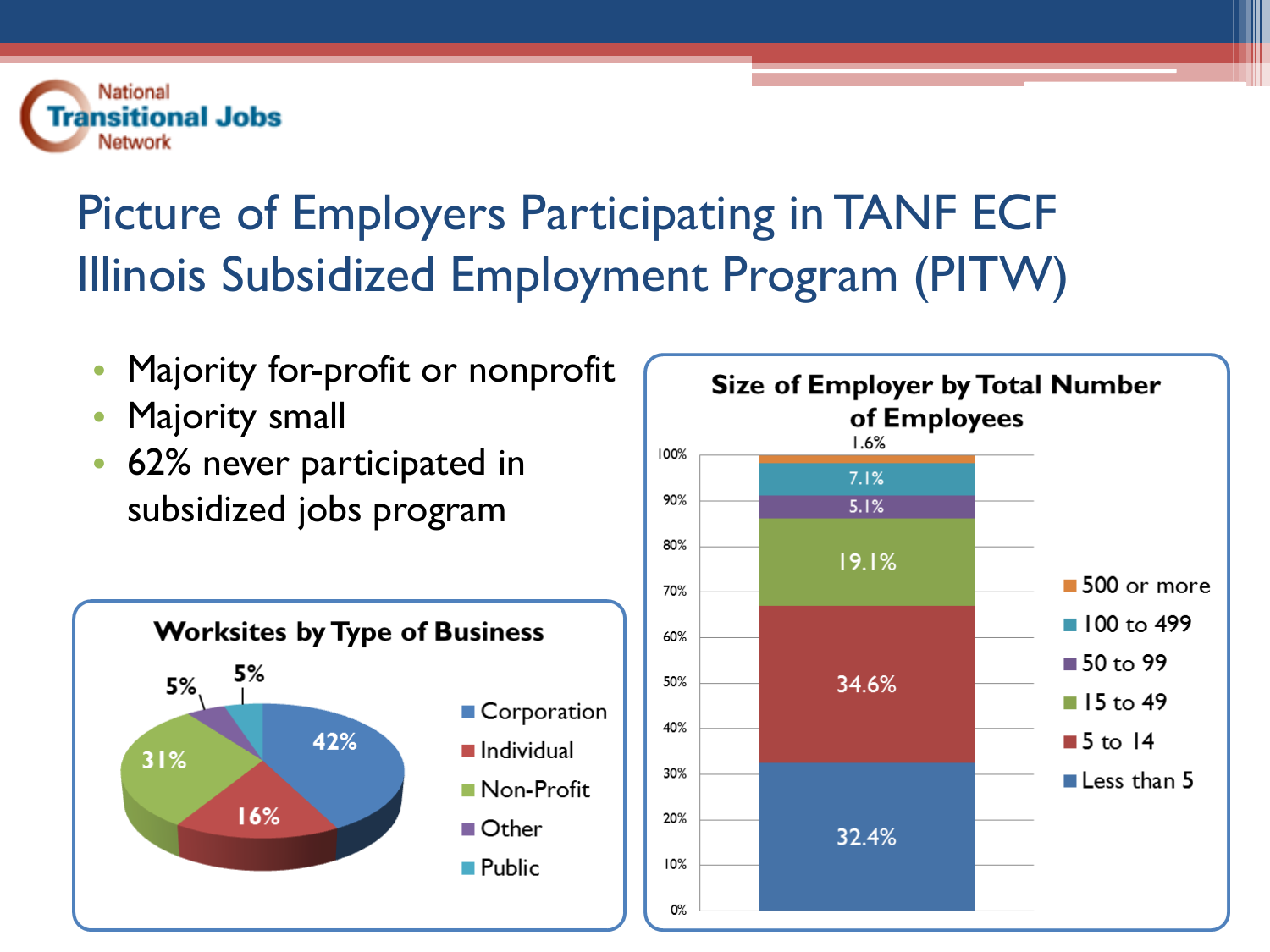# Picture of Employers Participating in TANF ECF Illinois Subsidized Employment Program (PITW)

- Majority for-profit or nonprofit
- Majority small
- 62% never participated in subsidized jobs program

**Worksites by Type of Business**

| Type of Business | Percent |
|---|---|
| Corporation | 42% |
| Individual | 16% |
| Non-Profit | 31% |
| Other | 5% |
| Public | 5% |

**Size of Employer by Total Number of Employees**

| Number of Employees | Percent |
|---|---|
| Less than 5 | 32.4% |
| 5 to 14 | 34.6% |
| 15 to 49 | 19.1% |
| 50 to 99 | 5.1% |
| 100 to 499 | 7.1% |
| 500 or more | 1.6% |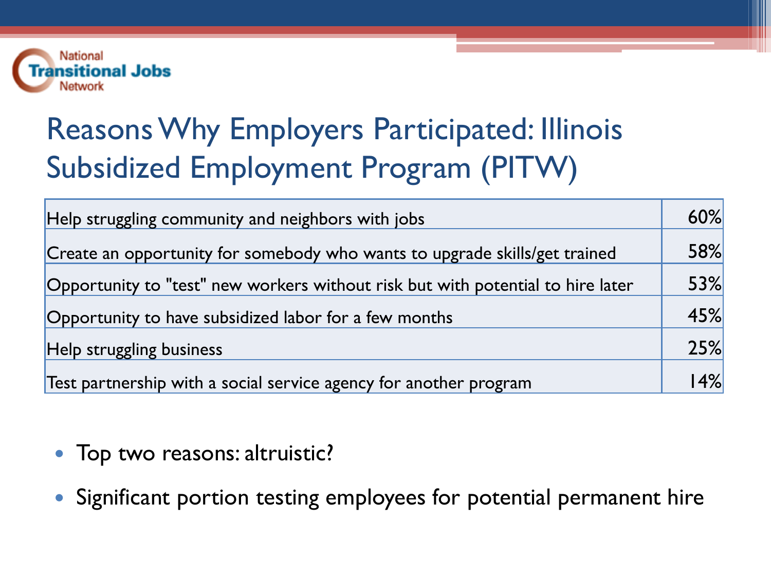# Reasons Why Employers Participated: Illinois Subsidized Employment Program (PITW)

| Reason | Percent |
|---|---|
| Help struggling community and neighbors with jobs | 60% |
| Create an opportunity for somebody who wants to upgrade skills/get trained | 58% |
| Opportunity to "test" new workers without risk but with potential to hire later | 53% |
| Opportunity to have subsidized labor for a few months | 45% |
| Help struggling business | 25% |
| Test partnership with a social service agency for another program | 14% |

- Top two reasons: altruistic?
- Significant portion testing employees for potential permanent hire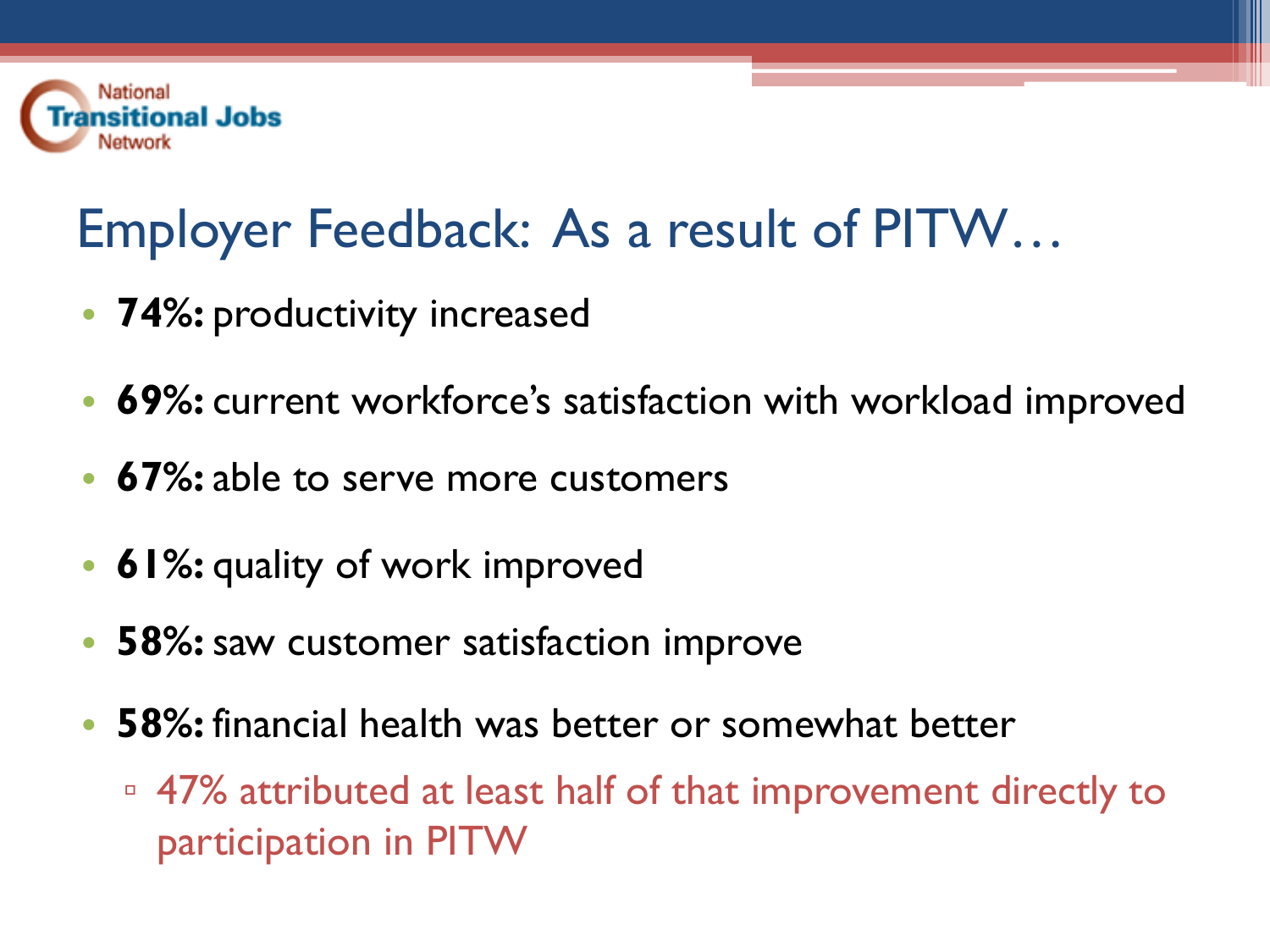# Employer Feedback: As a result of PITW…

- **74%:** productivity increased
- **69%:** current workforce's satisfaction with workload improved
- **67%:** able to serve more customers
- **61%:** quality of work improved
- **58%:** saw customer satisfaction improve
- **58%:** financial health was better or somewhat better
  - 47% attributed at least half of that improvement directly to participation in PITW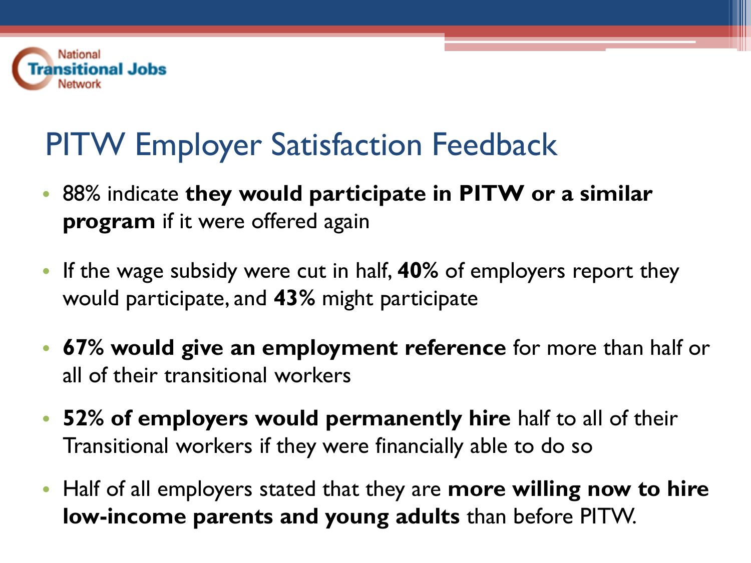# PITW Employer Satisfaction Feedback

- 88% indicate **they would participate in PITW or a similar program** if it were offered again
- If the wage subsidy were cut in half, **40%** of employers report they would participate, and **43%** might participate
- **67% would give an employment reference** for more than half or all of their transitional workers
- **52% of employers would permanently hire** half to all of their Transitional workers if they were financially able to do so
- Half of all employers stated that they are **more willing now to hire low-income parents and young adults** than before PITW.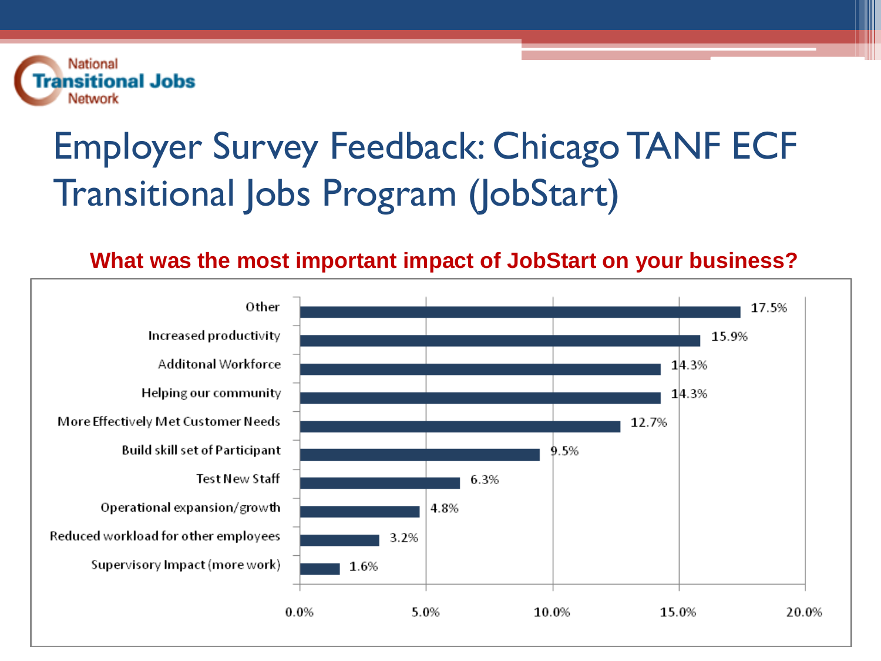# Employer Survey Feedback: Chicago TANF ECF Transitional Jobs Program (JobStart)

**What was the most important impact of JobStart on your business?**

| Impact | Percent |
|---|---|
| Other | 17.5% |
| Increased productivity | 15.9% |
| Additonal Workforce | 14.3% |
| Helping our community | 14.3% |
| More Effectively Met Customer Needs | 12.7% |
| Build skill set of Participant | 9.5% |
| Test New Staff | 6.3% |
| Operational expansion/growth | 4.8% |
| Reduced workload for other employees | 3.2% |
| Supervisory Impact (more work) | 1.6% |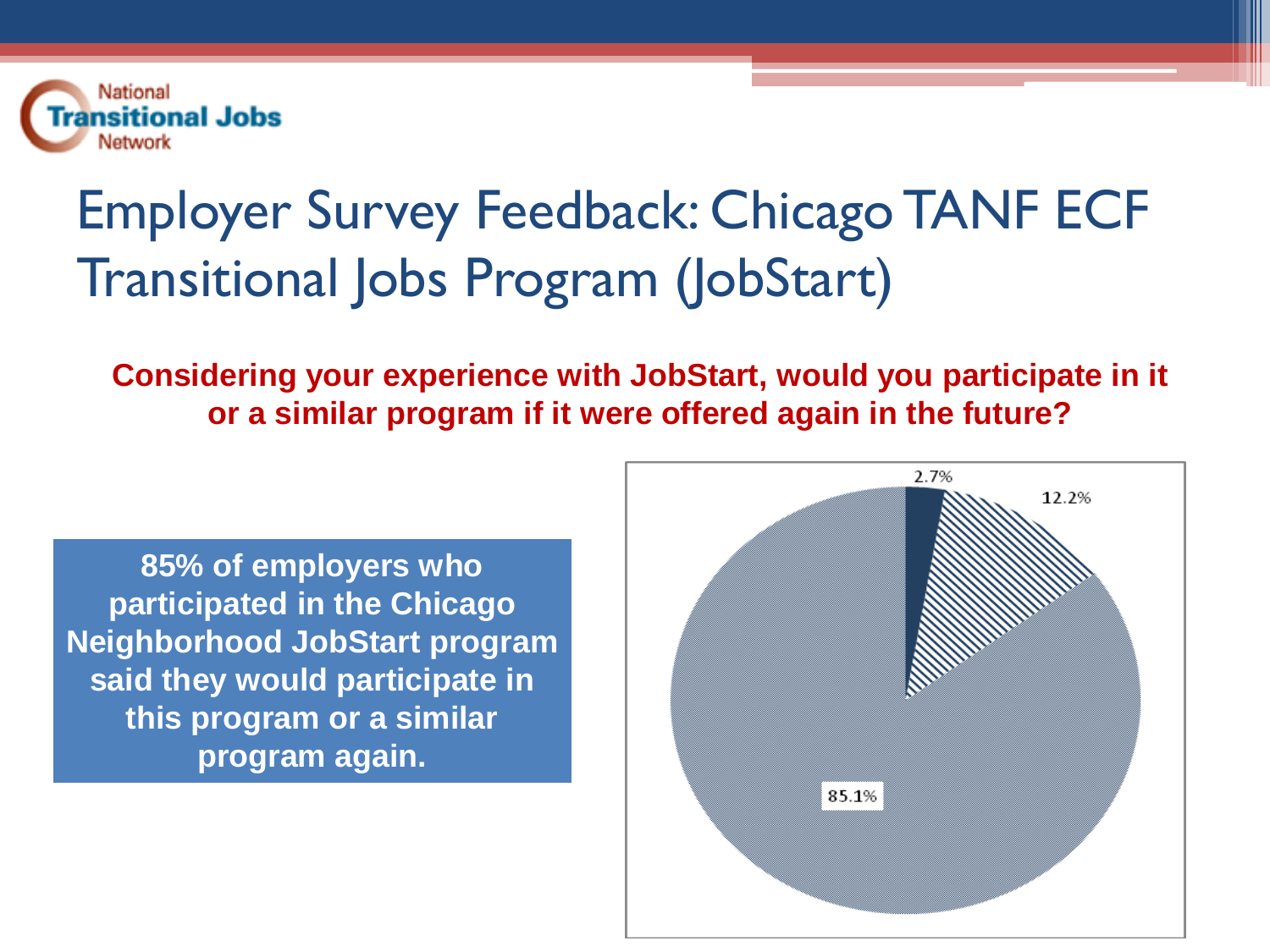# Employer Survey Feedback: Chicago TANF ECF Transitional Jobs Program (JobStart)

**Considering your experience with JobStart, would you participate in it or a similar program if it were offered again in the future?**

**85% of employers who participated in the Chicago Neighborhood JobStart program said they would participate in this program or a similar program again.**

2.7%

12.2%

85.1%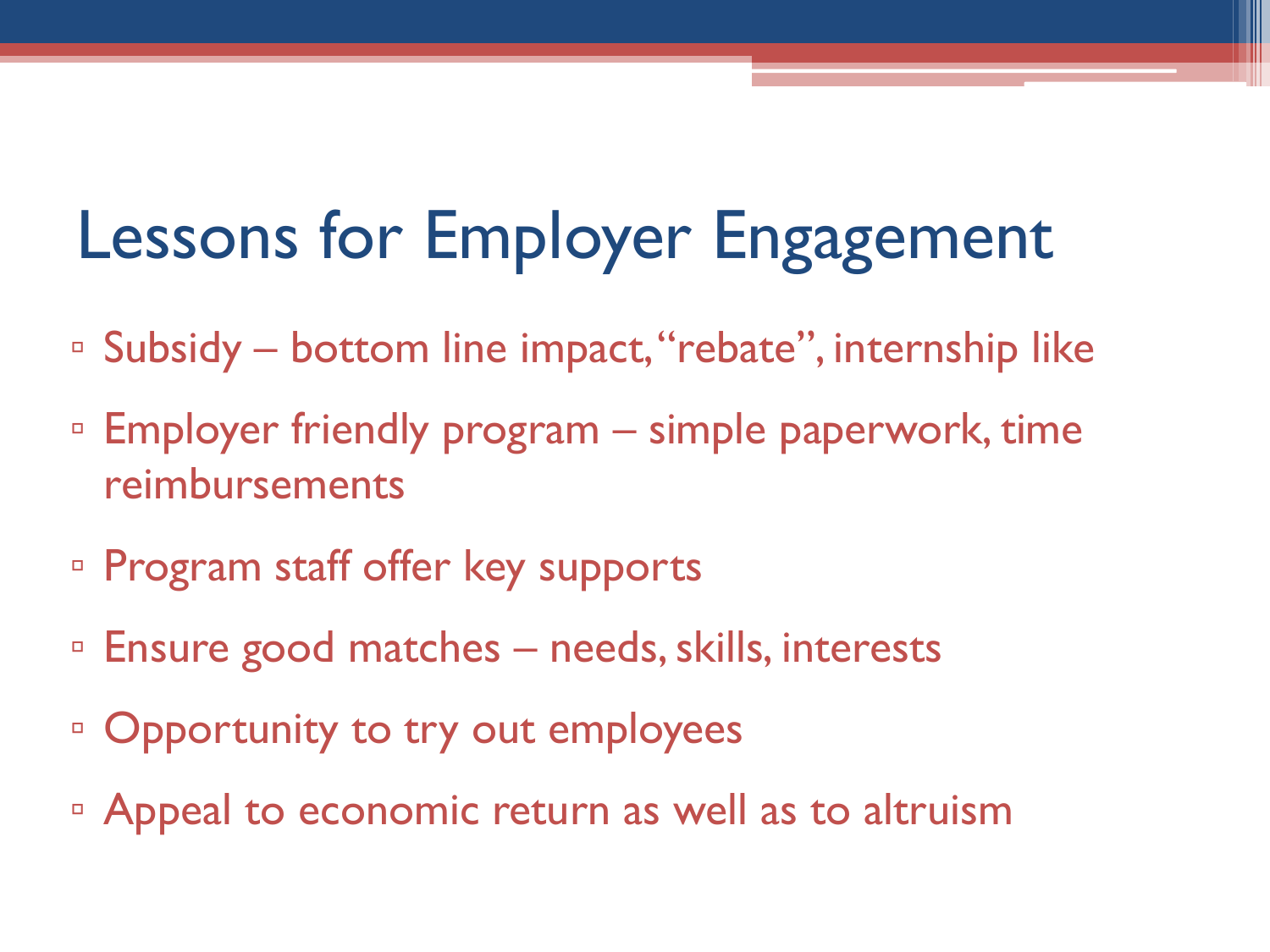# Lessons for Employer Engagement

- Subsidy – bottom line impact, "rebate", internship like
- Employer friendly program – simple paperwork, time reimbursements
- Program staff offer key supports
- Ensure good matches – needs, skills, interests
- Opportunity to try out employees
- Appeal to economic return as well as to altruism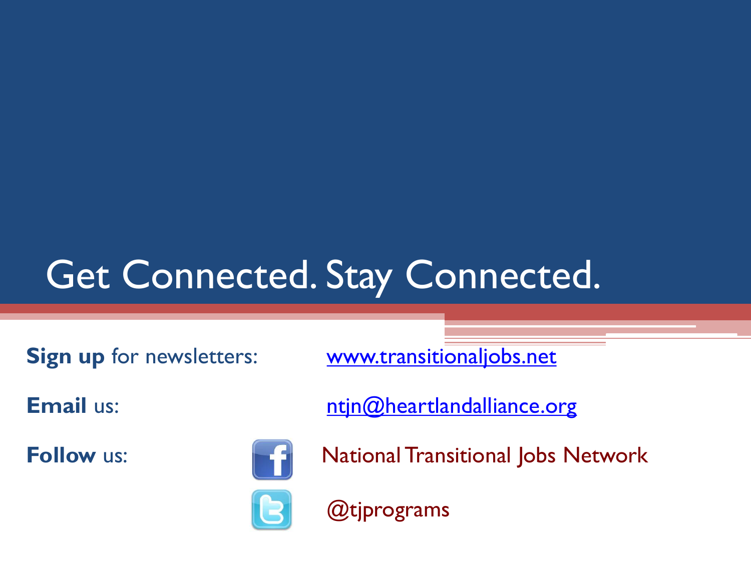# Get Connected. Stay Connected.

**Sign up** for newsletters: www.transitionaljobs.net

**Email** us: ntjn@heartlandalliance.org

**Follow** us:

National Transitional Jobs Network

@tjprograms